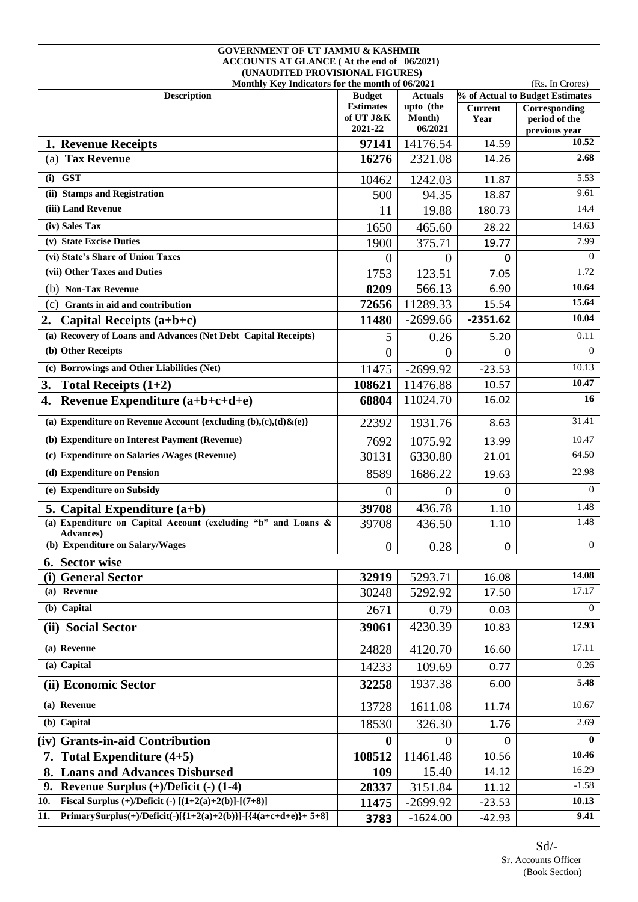# GOVERNMENT OF UT JAMMU & KASHMIR

## ACCOUNTS AT GLANCE ( At the end of 06/2021)

### (UNAUDITED PROVISIONAL FIGURES)

Monthly Key Indicators for the month of 06/2021 (Rs. In Crores)

| Description | Budget Estimates of UT J&K 2021-22 | Actuals upto (the Month) 06/2021 | % of Actual to Budget Estimates | |
|---|---|---|---|---|
| | | | Current Year | Corresponding period of the previous year |
| **1. Revenue Receipts** | **97141** | 14176.54 | 14.59 | **10.52** |
| (a) **Tax Revenue** | **16276** | 2321.08 | 14.26 | **2.68** |
| (i) GST | 10462 | 1242.03 | 11.87 | 5.53 |
| (ii) Stamps and Registration | 500 | 94.35 | 18.87 | 9.61 |
| (iii) Land Revenue | 11 | 19.88 | 180.73 | 14.4 |
| (iv) Sales Tax | 1650 | 465.60 | 28.22 | 14.63 |
| (v) State Excise Duties | 1900 | 375.71 | 19.77 | 7.99 |
| (vi) State's Share of Union Taxes | 0 | 0 | 0 | 0 |
| (vii) Other Taxes and Duties | 1753 | 123.51 | 7.05 | 1.72 |
| (b) **Non-Tax Revenue** | **8209** | 566.13 | 6.90 | **10.64** |
| (c) **Grants in aid and contribution** | **72656** | 11289.33 | 15.54 | **15.64** |
| **2. Capital Receipts (a+b+c)** | **11480** | -2699.66 | **-2351.62** | **10.04** |
| (a) Recovery of Loans and Advances (Net Debt Capital Receipts) | 5 | 0.26 | 5.20 | 0.11 |
| (b) Other Receipts | 0 | 0 | 0 | 0 |
| (c) Borrowings and Other Liabilities (Net) | 11475 | -2699.92 | -23.53 | 10.13 |
| **3. Total Receipts (1+2)** | **108621** | 11476.88 | 10.57 | **10.47** |
| **4. Revenue Expenditure (a+b+c+d+e)** | **68804** | 11024.70 | 16.02 | **16** |
| (a) Expenditure on Revenue Account {excluding (b),(c),(d)&(e)} | 22392 | 1931.76 | 8.63 | 31.41 |
| (b) Expenditure on Interest Payment (Revenue) | 7692 | 1075.92 | 13.99 | 10.47 |
| (c) Expenditure on Salaries /Wages (Revenue) | 30131 | 6330.80 | 21.01 | 64.50 |
| (d) Expenditure on Pension | 8589 | 1686.22 | 19.63 | 22.98 |
| (e) Expenditure on Subsidy | 0 | 0 | 0 | 0 |
| **5. Capital Expenditure (a+b)** | **39708** | 436.78 | 1.10 | 1.48 |
| (a) Expenditure on Capital Account (excluding "b" and Loans & Advances) | 39708 | 436.50 | 1.10 | 1.48 |
| (b) Expenditure on Salary/Wages | 0 | 0.28 | 0 | 0 |
| **6. Sector wise** | | | | |
| **(i) General Sector** | **32919** | 5293.71 | 16.08 | **14.08** |
| (a) Revenue | 30248 | 5292.92 | 17.50 | 17.17 |
| (b) Capital | 2671 | 0.79 | 0.03 | 0 |
| **(ii) Social Sector** | **39061** | 4230.39 | 10.83 | **12.93** |
| (a) Revenue | 24828 | 4120.70 | 16.60 | 17.11 |
| (a) Capital | 14233 | 109.69 | 0.77 | 0.26 |
| **(ii) Economic Sector** | **32258** | 1937.38 | 6.00 | **5.48** |
| (a) Revenue | 13728 | 1611.08 | 11.74 | 10.67 |
| (b) Capital | 18530 | 326.30 | 1.76 | 2.69 |
| **(iv) Grants-in-aid Contribution** | **0** | 0 | 0 | **0** |
| **7. Total Expenditure (4+5)** | **108512** | 11461.48 | 10.56 | **10.46** |
| **8. Loans and Advances Disbursed** | **109** | 15.40 | 14.12 | 16.29 |
| **9. Revenue Surplus (+)/Deficit (-) (1-4)** | **28337** | 3151.84 | 11.12 | -1.58 |
| **10. Fiscal Surplus (+)/Deficit (-) [(1+2(a)+2(b)]-[(7+8)]** | **11475** | -2699.92 | -23.53 | **10.13** |
| **11. PrimarySurplus(+)/Deficit(-)[{1+2(a)+2(b)}]-[{4(a+c+d+e)}+ 5+8]** | **3783** | -1624.00 | -42.93 | **9.41** |

Sd/-
Sr. Accounts Officer
(Book Section)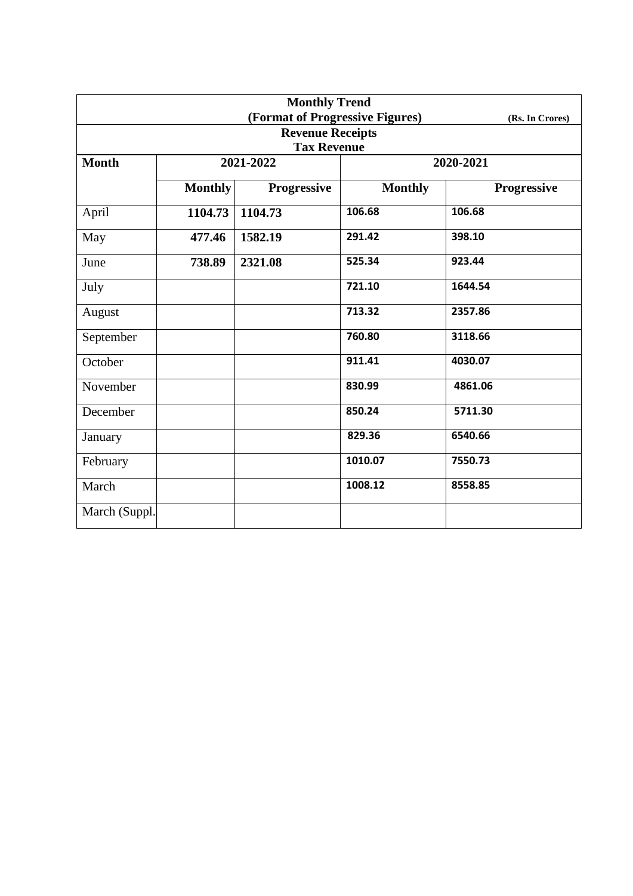# Monthly Trend

## (Format of Progressive Figures)

(Rs. In Crores)

## Revenue Receipts

### Tax Revenue

| Month | 2021-2022 | | 2020-2021 | |
|---|---|---|---|---|
| | Monthly | Progressive | Monthly | Progressive |
| April | 1104.73 | 1104.73 | 106.68 | 106.68 |
| May | 477.46 | 1582.19 | 291.42 | 398.10 |
| June | 738.89 | 2321.08 | 525.34 | 923.44 |
| July | | | 721.10 | 1644.54 |
| August | | | 713.32 | 2357.86 |
| September | | | 760.80 | 3118.66 |
| October | | | 911.41 | 4030.07 |
| November | | | 830.99 | 4861.06 |
| December | | | 850.24 | 5711.30 |
| January | | | 829.36 | 6540.66 |
| February | | | 1010.07 | 7550.73 |
| March | | | 1008.12 | 8558.85 |
| March (Suppl. | | | | |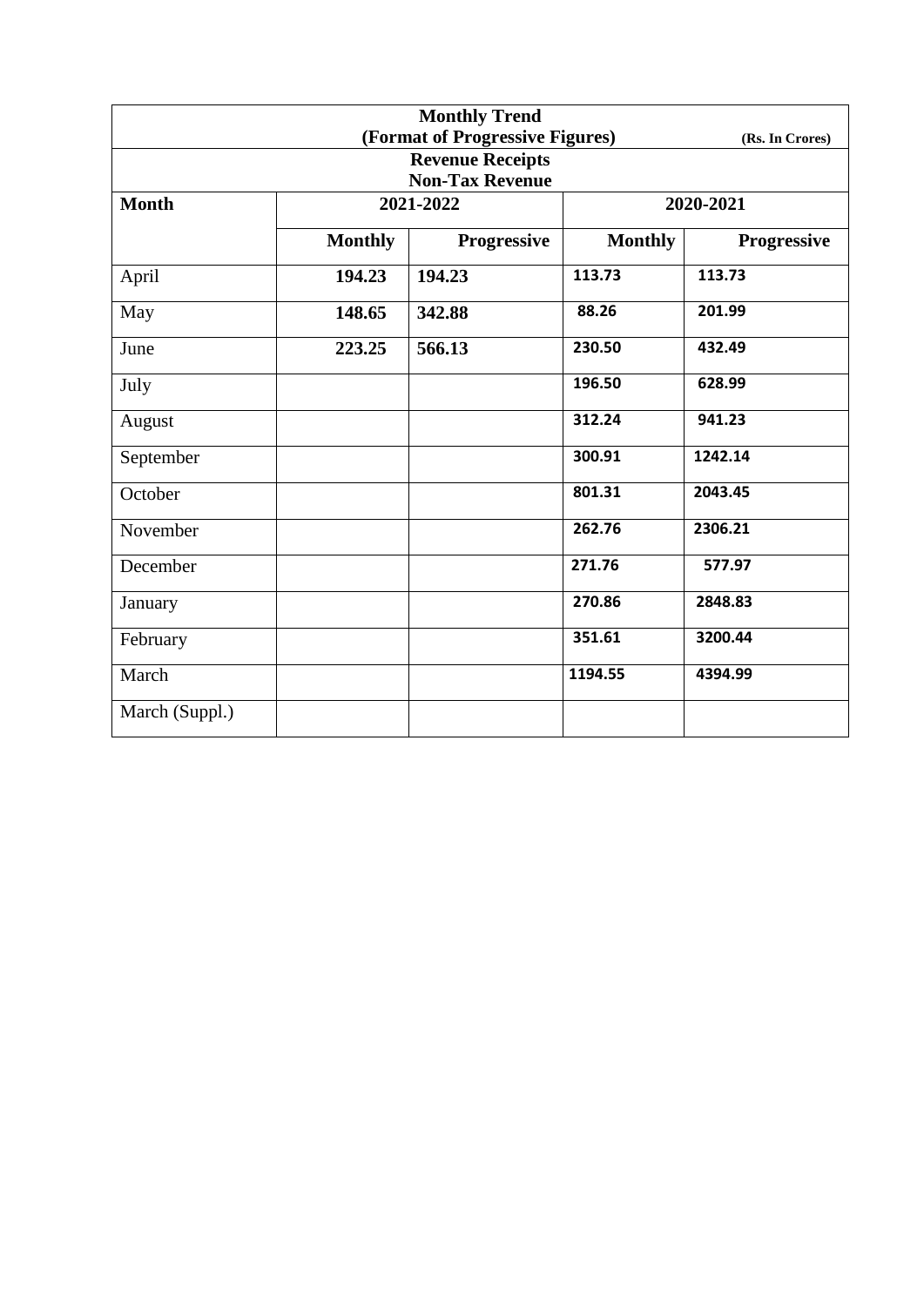| Monthly Trend (Format of Progressive Figures) (Rs. In Crores) | | | | |
|---|---|---|---|---|
| **Revenue Receipts Non-Tax Revenue** | | | | |
| **Month** | **2021-2022** | | **2020-2021** | |
| | **Monthly** | **Progressive** | **Monthly** | **Progressive** |
| April | **194.23** | **194.23** | **113.73** | **113.73** |
| May | **148.65** | **342.88** | **88.26** | **201.99** |
| June | **223.25** | **566.13** | **230.50** | **432.49** |
| July | | | **196.50** | **628.99** |
| August | | | **312.24** | **941.23** |
| September | | | **300.91** | **1242.14** |
| October | | | **801.31** | **2043.45** |
| November | | | **262.76** | **2306.21** |
| December | | | **271.76** | **577.97** |
| January | | | **270.86** | **2848.83** |
| February | | | **351.61** | **3200.44** |
| March | | | **1194.55** | **4394.99** |
| March (Suppl.) | | | | |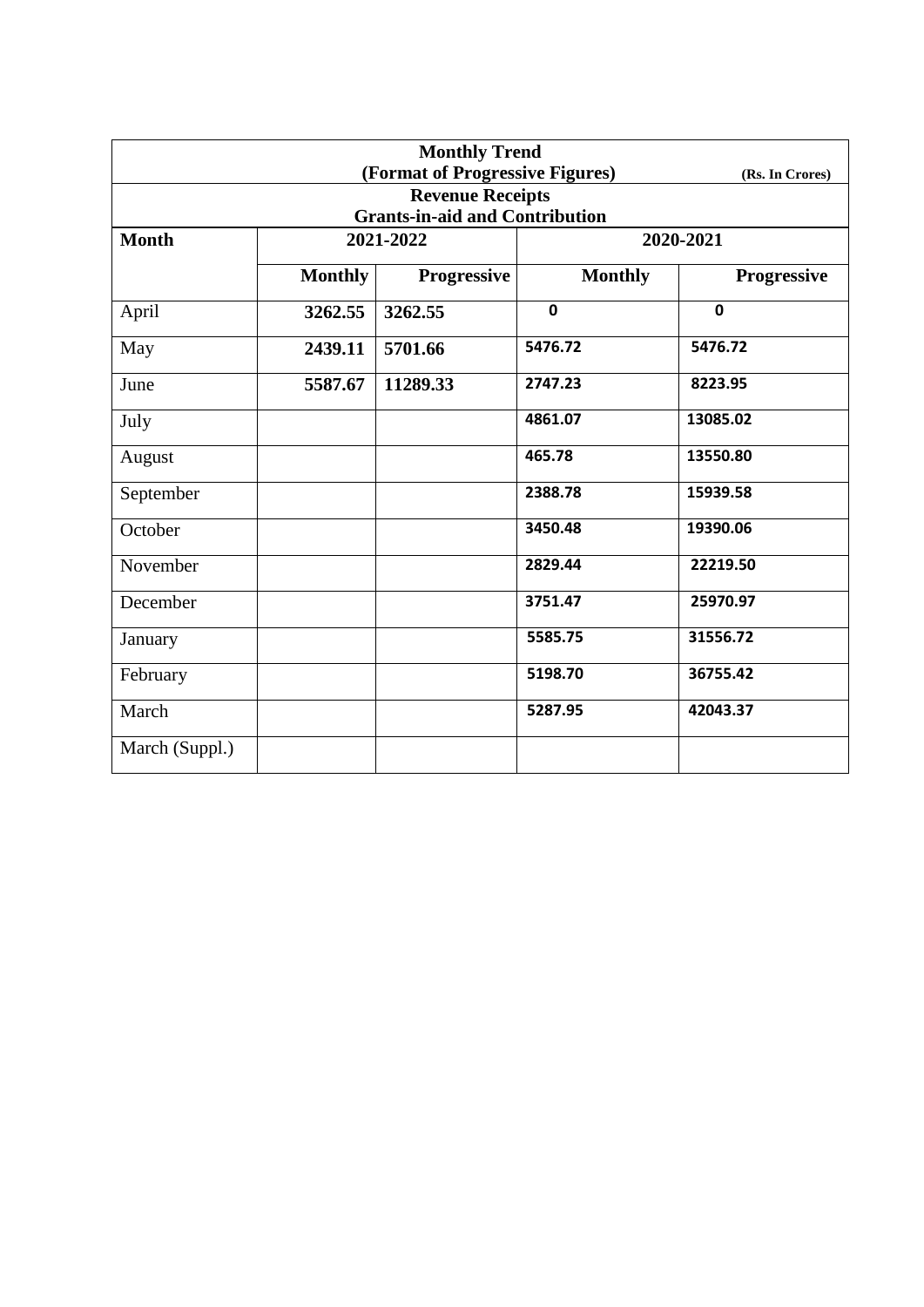| Monthly Trend (Format of Progressive Figures) (Rs. In Crores) | | | | |
|---|---|---|---|---|
| **Revenue Receipts Grants-in-aid and Contribution** | | | | |
| **Month** | **2021-2022** | | **2020-2021** | |
| | **Monthly** | **Progressive** | **Monthly** | **Progressive** |
| April | **3262.55** | **3262.55** | **0** | **0** |
| May | **2439.11** | **5701.66** | **5476.72** | **5476.72** |
| June | **5587.67** | **11289.33** | **2747.23** | **8223.95** |
| July | | | **4861.07** | **13085.02** |
| August | | | **465.78** | **13550.80** |
| September | | | **2388.78** | **15939.58** |
| October | | | **3450.48** | **19390.06** |
| November | | | **2829.44** | **22219.50** |
| December | | | **3751.47** | **25970.97** |
| January | | | **5585.75** | **31556.72** |
| February | | | **5198.70** | **36755.42** |
| March | | | **5287.95** | **42043.37** |
| March (Suppl.) | | | | |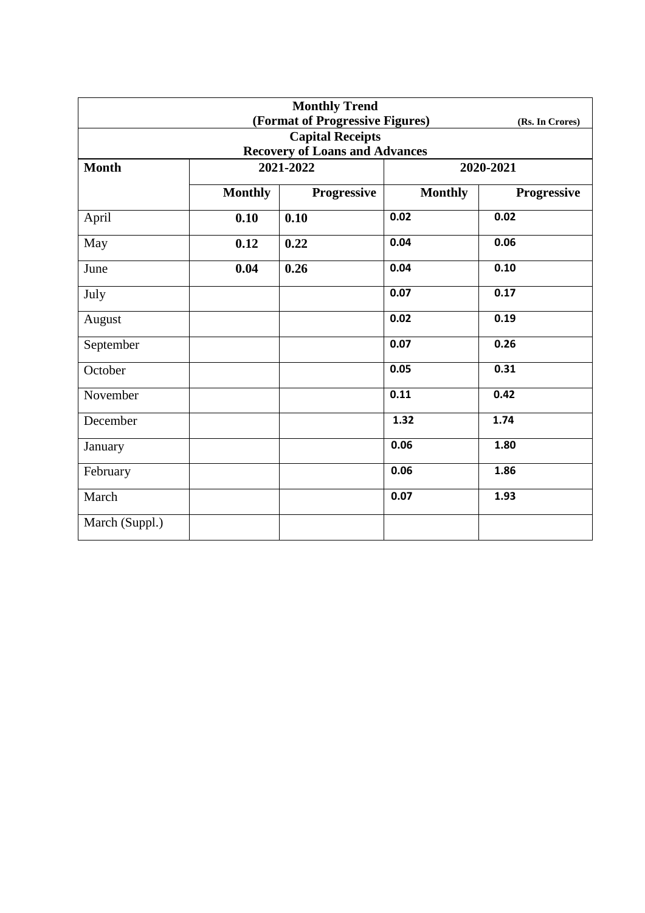| Monthly Trend (Format of Progressive Figures) (Rs. In Crores) | | | | |
|---|---|---|---|---|
| Capital Receipts Recovery of Loans and Advances | | | | |
| Month | 2021-2022 | | 2020-2021 | |
| | Monthly | Progressive | Monthly | Progressive |
| April | 0.10 | 0.10 | 0.02 | 0.02 |
| May | 0.12 | 0.22 | 0.04 | 0.06 |
| June | 0.04 | 0.26 | 0.04 | 0.10 |
| July | | | 0.07 | 0.17 |
| August | | | 0.02 | 0.19 |
| September | | | 0.07 | 0.26 |
| October | | | 0.05 | 0.31 |
| November | | | 0.11 | 0.42 |
| December | | | 1.32 | 1.74 |
| January | | | 0.06 | 1.80 |
| February | | | 0.06 | 1.86 |
| March | | | 0.07 | 1.93 |
| March (Suppl.) | | | | |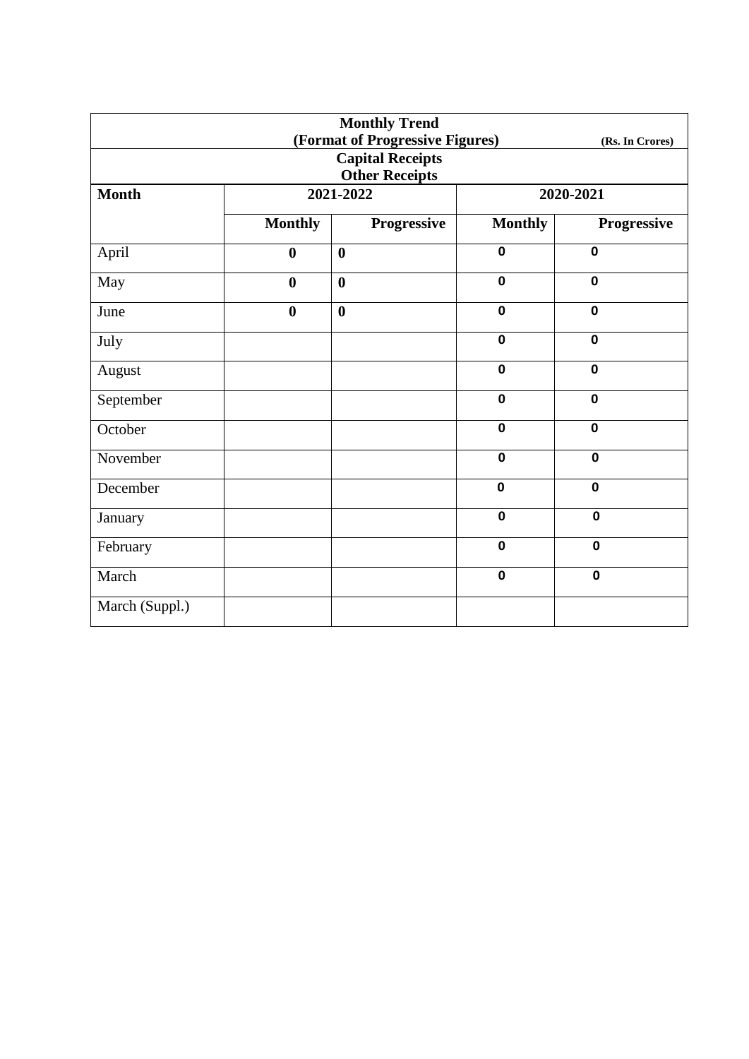| Monthly Trend (Format of Progressive Figures) (Rs. In Crores) | | | | |
|---|---|---|---|---|
| **Capital Receipts Other Receipts** | | | | |
| **Month** | **2021-2022** | | **2020-2021** | |
| | **Monthly** | **Progressive** | **Monthly** | **Progressive** |
| April | **0** | **0** | **0** | **0** |
| May | **0** | **0** | **0** | **0** |
| June | **0** | **0** | **0** | **0** |
| July | | | **0** | **0** |
| August | | | **0** | **0** |
| September | | | **0** | **0** |
| October | | | **0** | **0** |
| November | | | **0** | **0** |
| December | | | **0** | **0** |
| January | | | **0** | **0** |
| February | | | **0** | **0** |
| March | | | **0** | **0** |
| March (Suppl.) | | | | |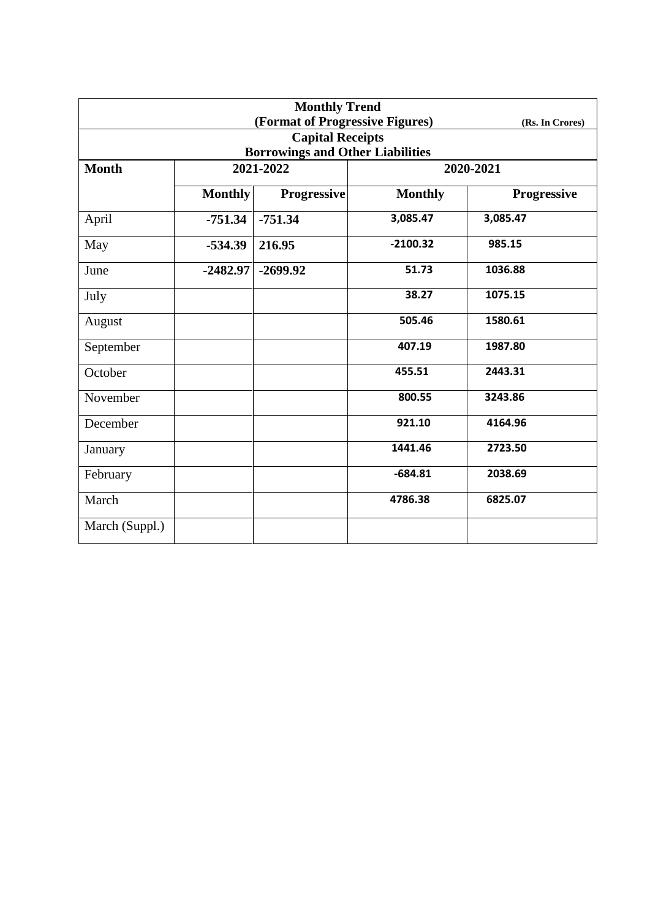| Monthly Trend (Format of Progressive Figures) (Rs. In Crores) | | | | |
|---|---|---|---|---|
| **Capital Receipts** | | | | |
| **Borrowings and Other Liabilities** | | | | |
| **Month** | **2021-2022** | | **2020-2021** | |
| | **Monthly** | **Progressive** | **Monthly** | **Progressive** |
| April | **-751.34** | **-751.34** | **3,085.47** | **3,085.47** |
| May | **-534.39** | **216.95** | **-2100.32** | **985.15** |
| June | **-2482.97** | **-2699.92** | **51.73** | **1036.88** |
| July | | | **38.27** | **1075.15** |
| August | | | **505.46** | **1580.61** |
| September | | | **407.19** | **1987.80** |
| October | | | **455.51** | **2443.31** |
| November | | | **800.55** | **3243.86** |
| December | | | **921.10** | **4164.96** |
| January | | | **1441.46** | **2723.50** |
| February | | | **-684.81** | **2038.69** |
| March | | | **4786.38** | **6825.07** |
| March (Suppl.) | | | | |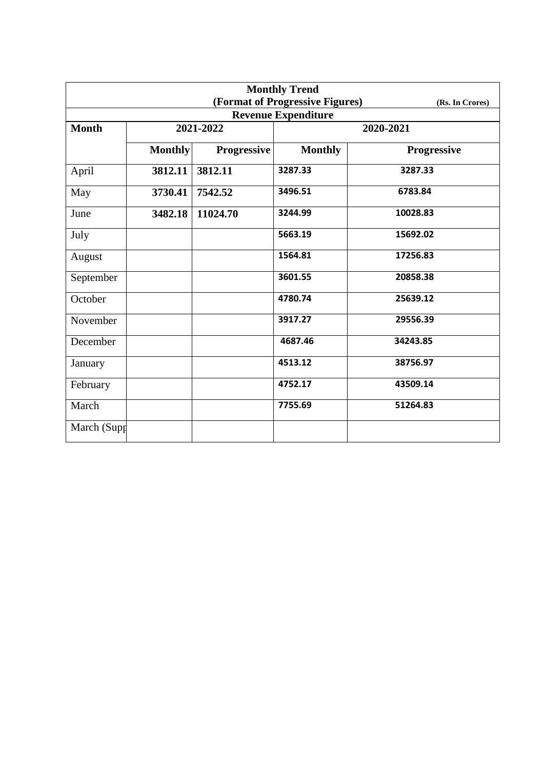| Monthly Trend (Format of Progressive Figures) (Rs. In Crores) | | | | |
|---|---|---|---|---|
| Revenue Expenditure | | | | |
| Month | 2021-2022 | | 2020-2021 | |
| | Monthly | Progressive | Monthly | Progressive |
| April | 3812.11 | 3812.11 | 3287.33 | 3287.33 |
| May | 3730.41 | 7542.52 | 3496.51 | 6783.84 |
| June | 3482.18 | 11024.70 | 3244.99 | 10028.83 |
| July | | | 5663.19 | 15692.02 |
| August | | | 1564.81 | 17256.83 |
| September | | | 3601.55 | 20858.38 |
| October | | | 4780.74 | 25639.12 |
| November | | | 3917.27 | 29556.39 |
| December | | | 4687.46 | 34243.85 |
| January | | | 4513.12 | 38756.97 |
| February | | | 4752.17 | 43509.14 |
| March | | | 7755.69 | 51264.83 |
| March (Supp | | | | |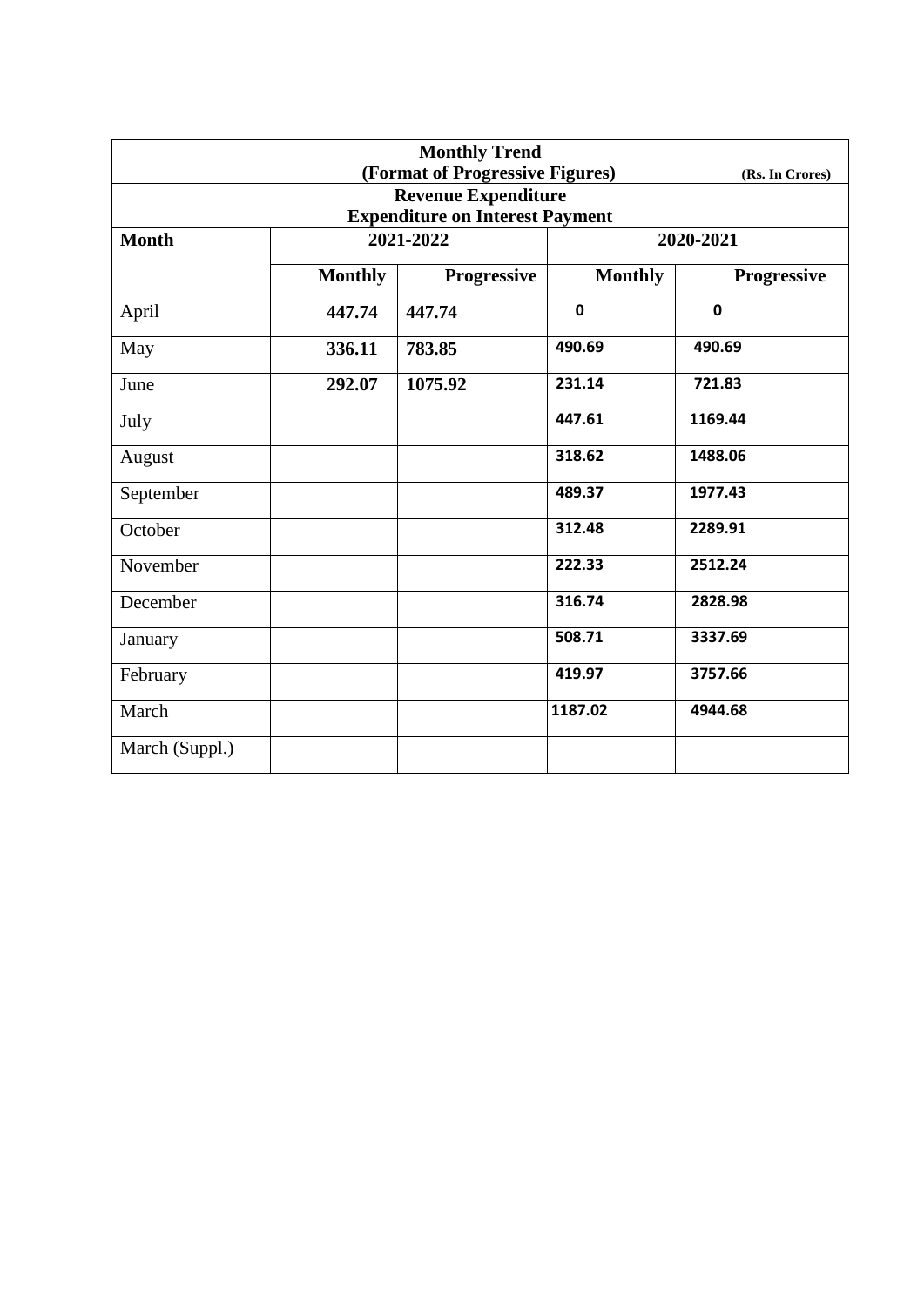**Monthly Trend**
**(Format of Progressive Figures)** **(Rs. In Crores)**

**Revenue Expenditure**
**Expenditure on Interest Payment**

| Month | 2021-2022 | | 2020-2021 | |
|---|---|---|---|---|
| | Monthly | Progressive | Monthly | Progressive |
| April | 447.74 | 447.74 | 0 | 0 |
| May | 336.11 | 783.85 | 490.69 | 490.69 |
| June | 292.07 | 1075.92 | 231.14 | 721.83 |
| July | | | 447.61 | 1169.44 |
| August | | | 318.62 | 1488.06 |
| September | | | 489.37 | 1977.43 |
| October | | | 312.48 | 2289.91 |
| November | | | 222.33 | 2512.24 |
| December | | | 316.74 | 2828.98 |
| January | | | 508.71 | 3337.69 |
| February | | | 419.97 | 3757.66 |
| March | | | 1187.02 | 4944.68 |
| March (Suppl.) | | | | |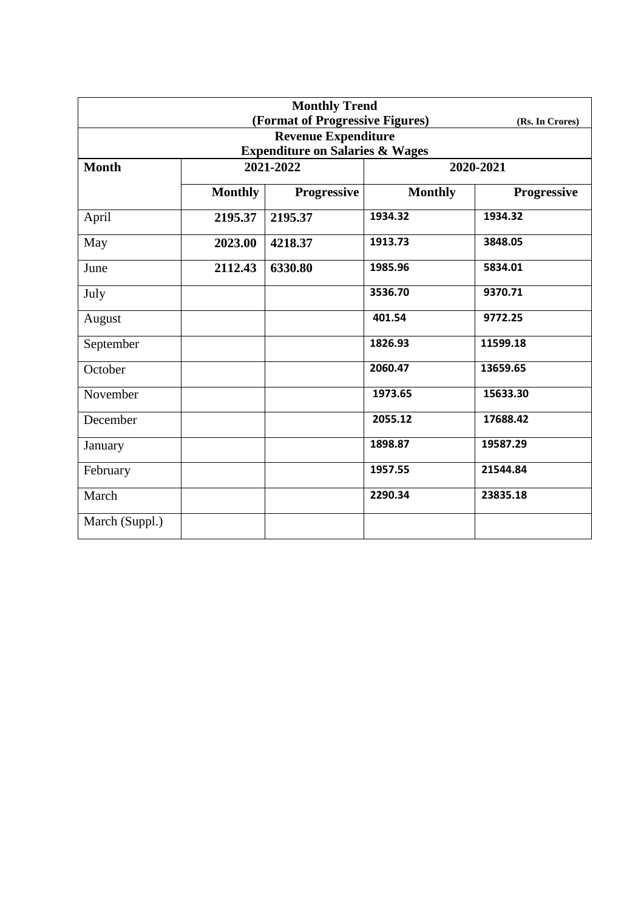| Monthly Trend (Format of Progressive Figures) (Rs. In Crores) | | | | |
|---|---|---|---|---|
| **Revenue Expenditure Expenditure on Salaries & Wages** | | | | |
| **Month** | **2021-2022** | | **2020-2021** | |
| | **Monthly** | **Progressive** | **Monthly** | **Progressive** |
| April | **2195.37** | **2195.37** | 1934.32 | 1934.32 |
| May | **2023.00** | **4218.37** | 1913.73 | 3848.05 |
| June | **2112.43** | **6330.80** | 1985.96 | 5834.01 |
| July | | | 3536.70 | 9370.71 |
| August | | | 401.54 | 9772.25 |
| September | | | 1826.93 | 11599.18 |
| October | | | 2060.47 | 13659.65 |
| November | | | 1973.65 | 15633.30 |
| December | | | 2055.12 | 17688.42 |
| January | | | 1898.87 | 19587.29 |
| February | | | 1957.55 | 21544.84 |
| March | | | 2290.34 | 23835.18 |
| March (Suppl.) | | | | |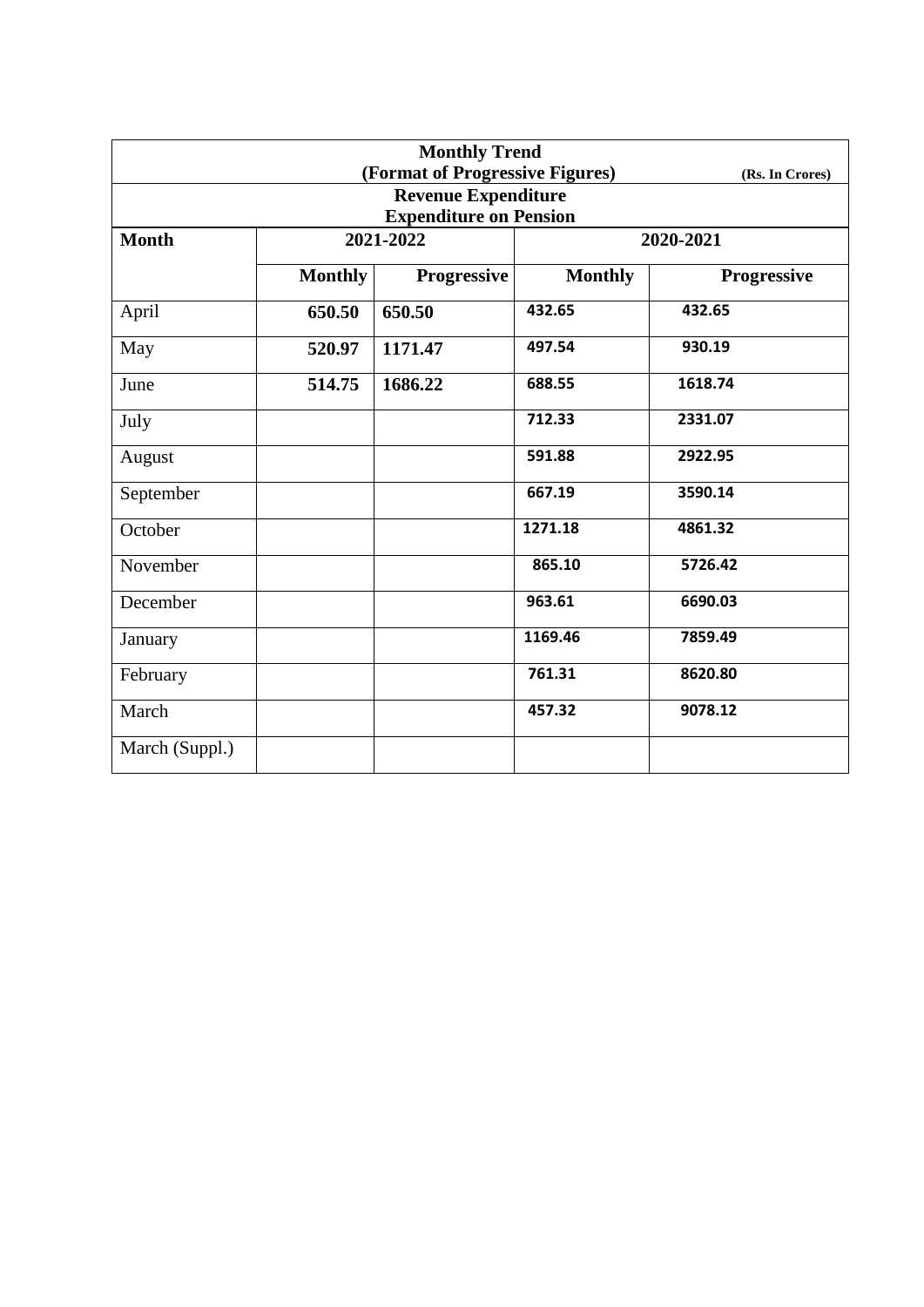**Monthly Trend**
**(Format of Progressive Figures)** **(Rs. In Crores)**

**Revenue Expenditure**
**Expenditure on Pension**

| Month | 2021-2022 | | 2020-2021 | |
|---|---|---|---|---|
| | Monthly | Progressive | Monthly | Progressive |
| April | **650.50** | **650.50** | 432.65 | 432.65 |
| May | **520.97** | **1171.47** | 497.54 | 930.19 |
| June | **514.75** | **1686.22** | 688.55 | 1618.74 |
| July | | | 712.33 | 2331.07 |
| August | | | 591.88 | 2922.95 |
| September | | | 667.19 | 3590.14 |
| October | | | 1271.18 | 4861.32 |
| November | | | 865.10 | 5726.42 |
| December | | | 963.61 | 6690.03 |
| January | | | 1169.46 | 7859.49 |
| February | | | 761.31 | 8620.80 |
| March | | | 457.32 | 9078.12 |
| March (Suppl.) | | | | |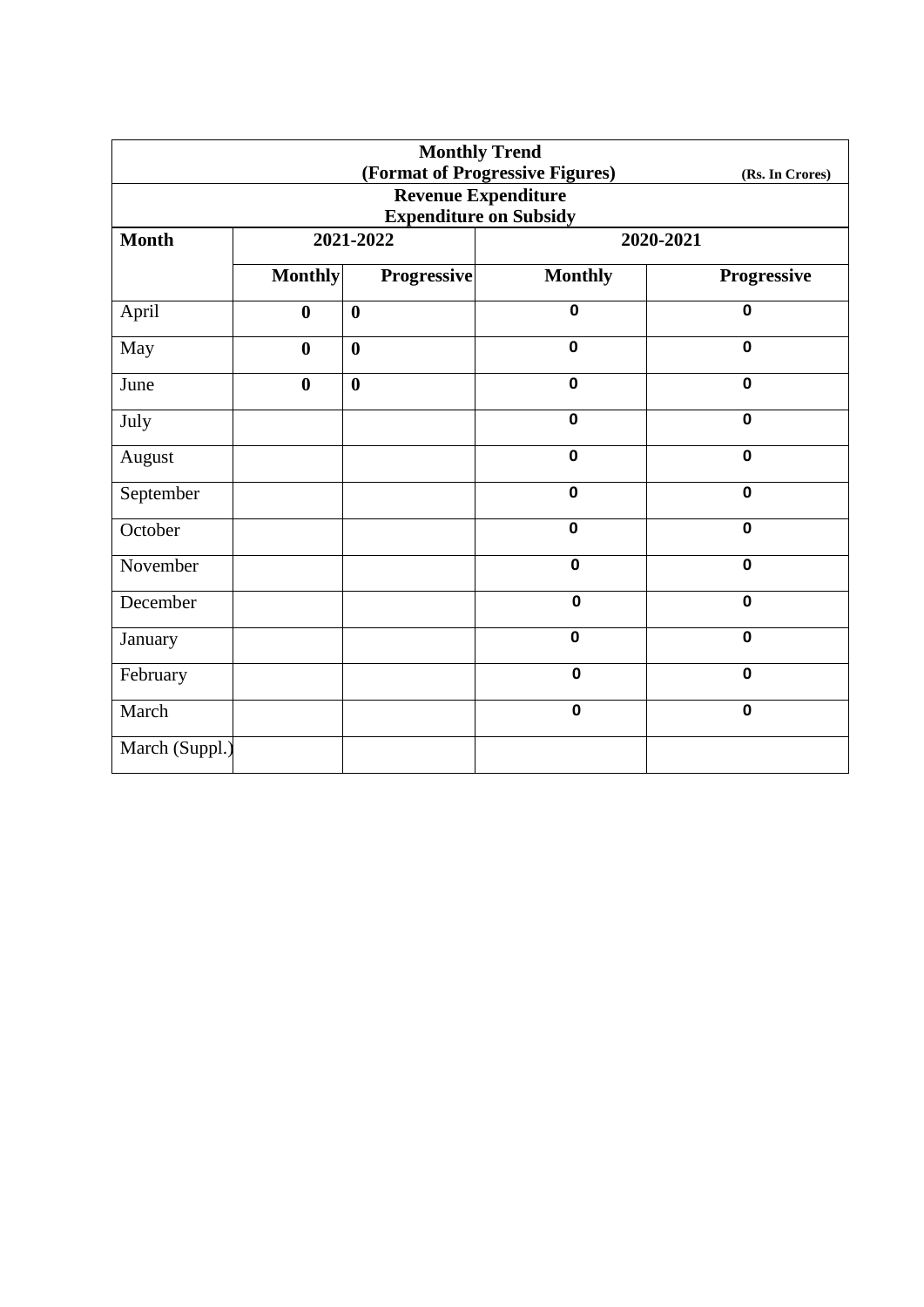**Monthly Trend**

**(Format of Progressive Figures)** (Rs. In Crores)

**Revenue Expenditure**

**Expenditure on Subsidy**

| Month | 2021-2022 | | 2020-2021 | |
|---|---|---|---|---|
| | Monthly | Progressive | Monthly | Progressive |
| April | 0 | 0 | 0 | 0 |
| May | 0 | 0 | 0 | 0 |
| June | 0 | 0 | 0 | 0 |
| July | | | 0 | 0 |
| August | | | 0 | 0 |
| September | | | 0 | 0 |
| October | | | 0 | 0 |
| November | | | 0 | 0 |
| December | | | 0 | 0 |
| January | | | 0 | 0 |
| February | | | 0 | 0 |
| March | | | 0 | 0 |
| March (Suppl.) | | | | |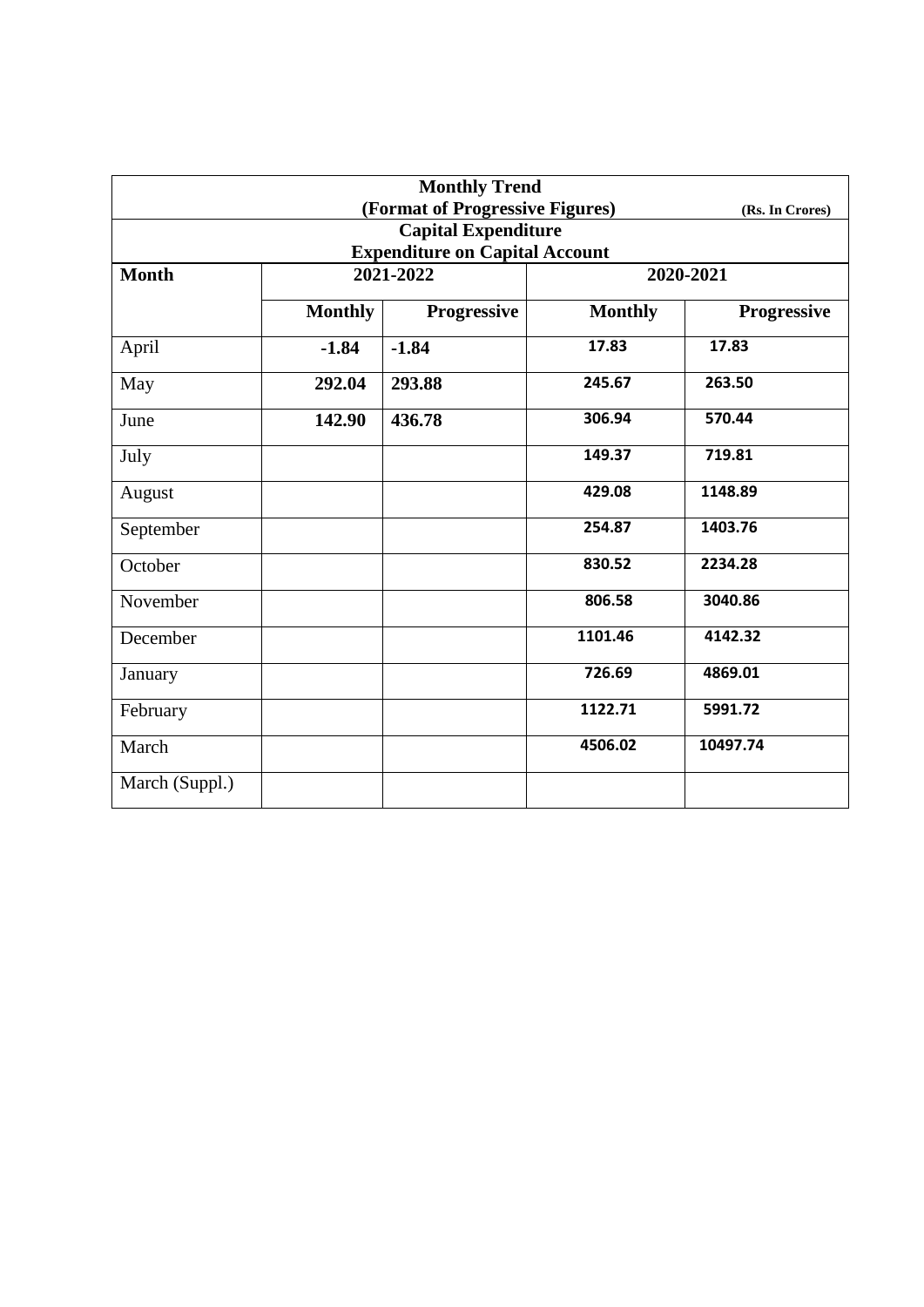| Monthly Trend<br>(Format of Progressive Figures) (Rs. In Crores)<br>Capital Expenditure<br>Expenditure on Capital Account | | | | |
|---|---|---|---|---|
| **Month** | **2021-2022** | | **2020-2021** | |
| | **Monthly** | **Progressive** | **Monthly** | **Progressive** |
| April | **-1.84** | **-1.84** | **17.83** | **17.83** |
| May | **292.04** | **293.88** | **245.67** | **263.50** |
| June | **142.90** | **436.78** | **306.94** | **570.44** |
| July | | | **149.37** | **719.81** |
| August | | | **429.08** | **1148.89** |
| September | | | **254.87** | **1403.76** |
| October | | | **830.52** | **2234.28** |
| November | | | **806.58** | **3040.86** |
| December | | | **1101.46** | **4142.32** |
| January | | | **726.69** | **4869.01** |
| February | | | **1122.71** | **5991.72** |
| March | | | **4506.02** | **10497.74** |
| March (Suppl.) | | | | |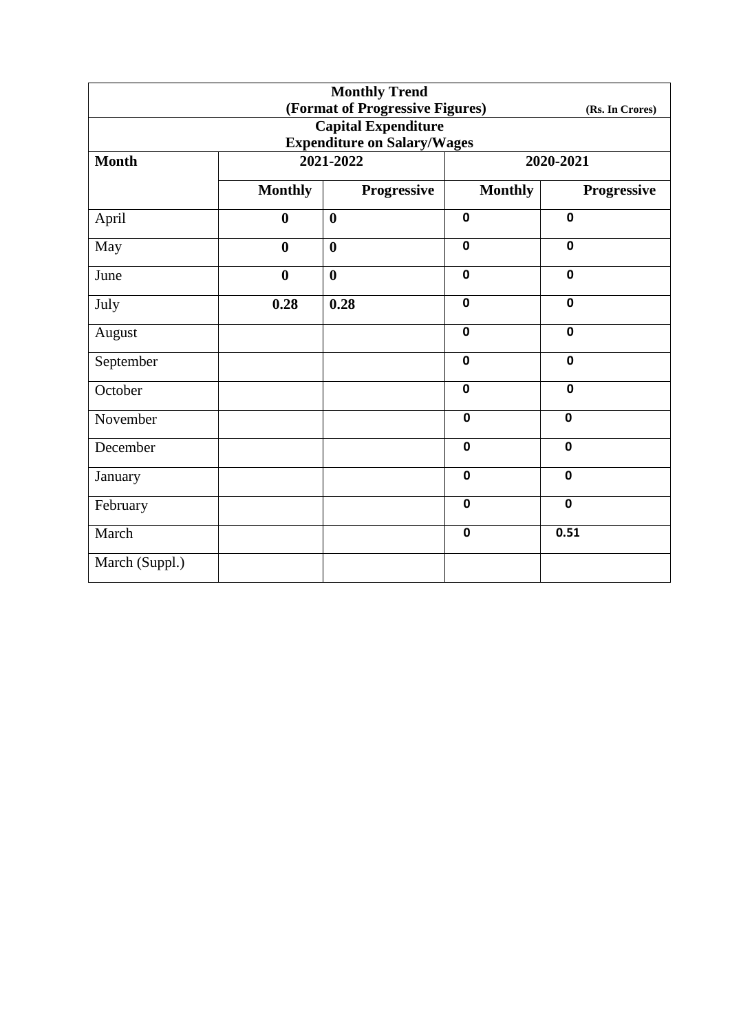| Monthly Trend<br>(Format of Progressive Figures)<br>Capital Expenditure<br>Expenditure on Salary/Wages | | | | (Rs. In Crores) |
|---|---|---|---|---|
| **Month** | **2021-2022** | | **2020-2021** | |
| | **Monthly** | **Progressive** | **Monthly** | **Progressive** |
| April | **0** | **0** | **0** | **0** |
| May | **0** | **0** | **0** | **0** |
| June | **0** | **0** | **0** | **0** |
| July | **0.28** | **0.28** | **0** | **0** |
| August | | | **0** | **0** |
| September | | | **0** | **0** |
| October | | | **0** | **0** |
| November | | | **0** | **0** |
| December | | | **0** | **0** |
| January | | | **0** | **0** |
| February | | | **0** | **0** |
| March | | | **0** | **0.51** |
| March (Suppl.) | | | | |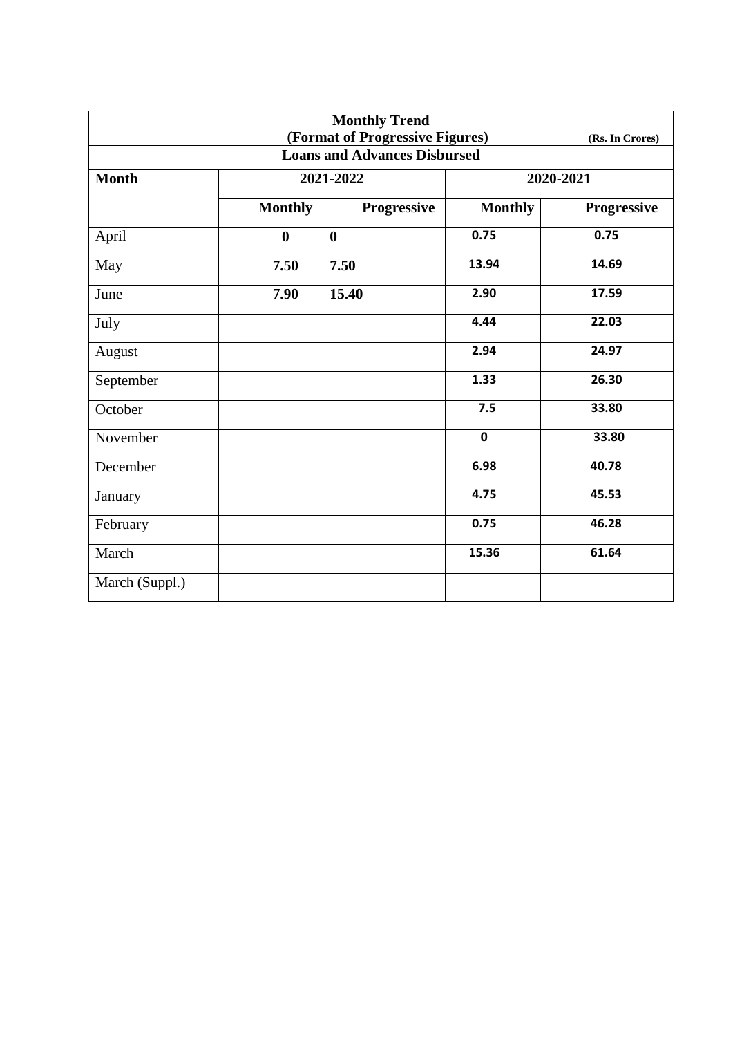| Monthly Trend (Format of Progressive Figures) (Rs. In Crores) | | | | |
|---|---|---|---|---|
| **Loans and Advances Disbursed** | | | | |
| **Month** | **2021-2022** | | **2020-2021** | |
| | **Monthly** | **Progressive** | **Monthly** | **Progressive** |
| April | **0** | **0** | **0.75** | **0.75** |
| May | **7.50** | **7.50** | **13.94** | **14.69** |
| June | **7.90** | **15.40** | **2.90** | **17.59** |
| July | | | **4.44** | **22.03** |
| August | | | **2.94** | **24.97** |
| September | | | **1.33** | **26.30** |
| October | | | **7.5** | **33.80** |
| November | | | **0** | **33.80** |
| December | | | **6.98** | **40.78** |
| January | | | **4.75** | **45.53** |
| February | | | **0.75** | **46.28** |
| March | | | **15.36** | **61.64** |
| March (Suppl.) | | | | |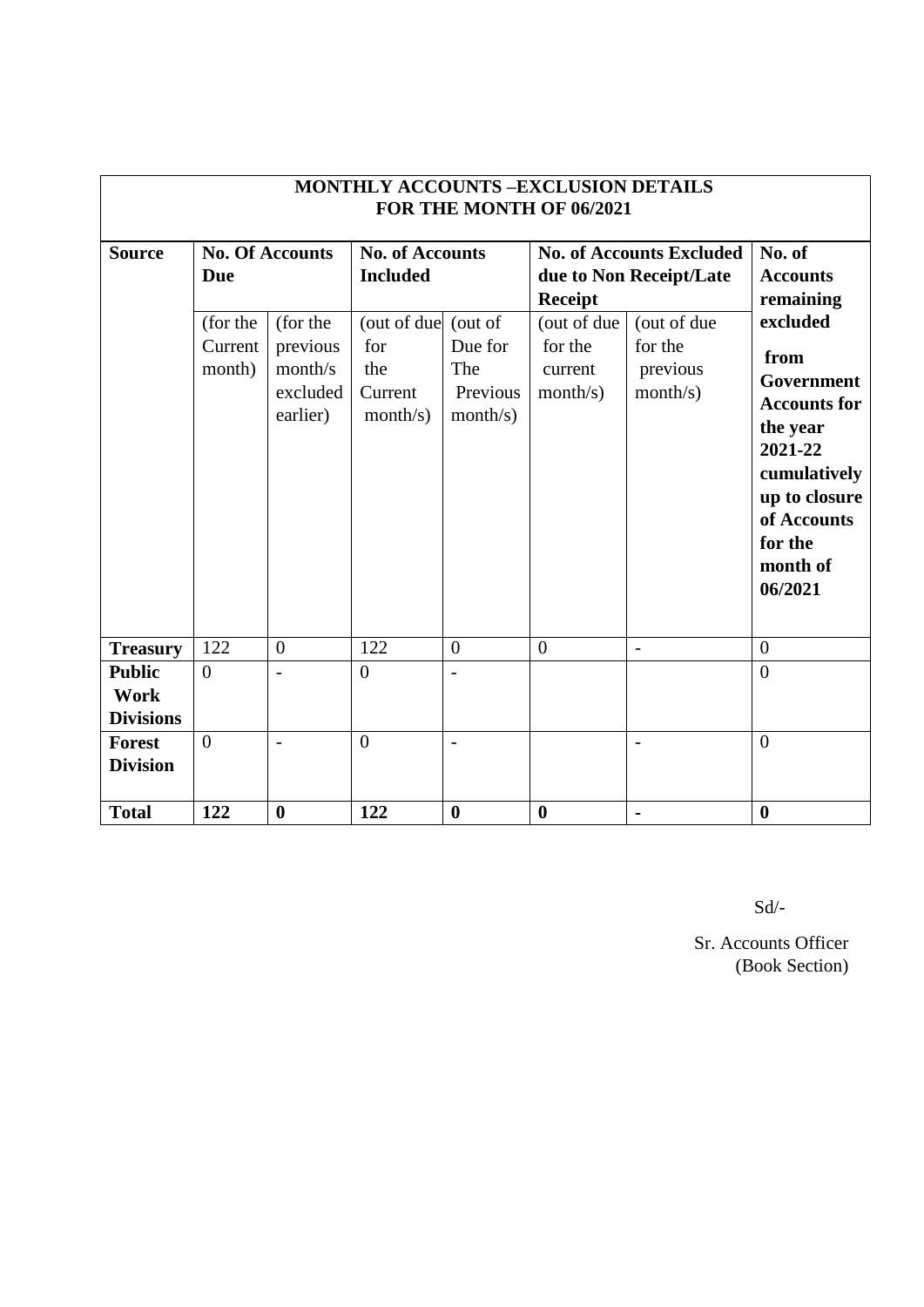**MONTHLY ACCOUNTS –EXCLUSION DETAILS FOR THE MONTH OF 06/2021**

| Source | No. Of Accounts Due | | No. of Accounts Included | | No. of Accounts Excluded due to Non Receipt/Late Receipt | | No. of Accounts remaining excluded from Government Accounts for the year 2021-22 cumulatively up to closure of Accounts for the month of 06/2021 |
|---|---|---|---|---|---|---|---|
| | (for the Current month) | (for the previous month/s excluded earlier) | (out of due for the Current month/s) | (out of Due for The Previous month/s) | (out of due for the current month/s) | (out of due for the previous month/s) | |
| **Treasury** | 122 | 0 | 122 | 0 | 0 | - | 0 |
| **Public Work Divisions** | 0 | - | 0 | - | | | 0 |
| **Forest Division** | 0 | - | 0 | - | | - | 0 |
| **Total** | **122** | **0** | **122** | **0** | **0** | **-** | **0** |

Sd/-

Sr. Accounts Officer
(Book Section)